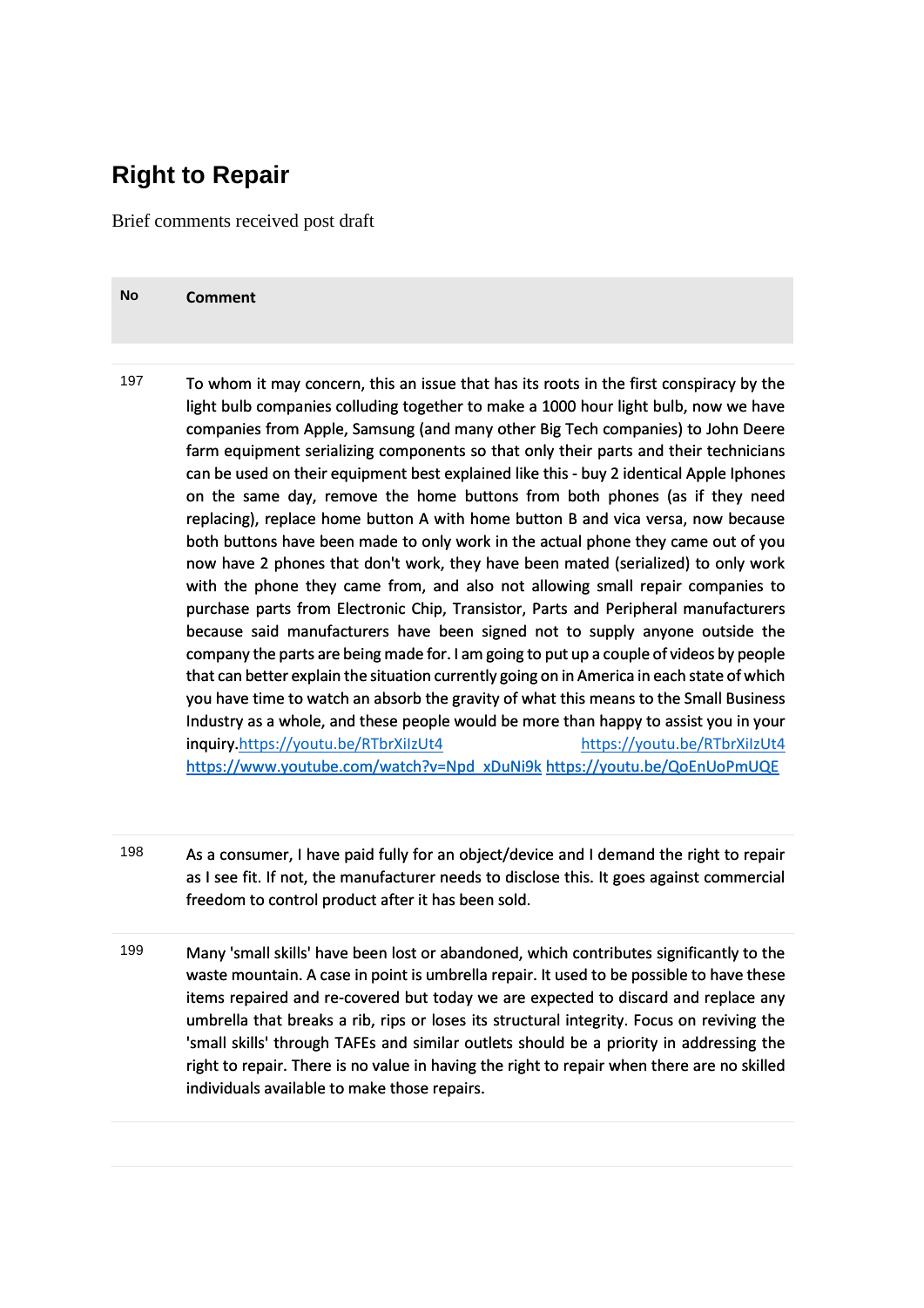# Right to Repair

Brief comments received post draft

| No | Comment |
| --- | --- |
| 197 | To whom it may concern, this an issue that has its roots in the first conspiracy by the light bulb companies colluding together to make a 1000 hour light bulb, now we have companies from Apple, Samsung (and many other Big Tech companies) to John Deere farm equipment serializing components so that only their parts and their technicians can be used on their equipment best explained like this - buy 2 identical Apple Iphones on the same day, remove the home buttons from both phones (as if they need replacing), replace home button A with home button B and vica versa, now because both buttons have been made to only work in the actual phone they came out of you now have 2 phones that don't work, they have been mated (serialized) to only work with the phone they came from, and also not allowing small repair companies to purchase parts from Electronic Chip, Transistor, Parts and Peripheral manufacturers because said manufacturers have been signed not to supply anyone outside the company the parts are being made for. I am going to put up a couple of videos by people that can better explain the situation currently going on in America in each state of which you have time to watch an absorb the gravity of what this means to the Small Business Industry as a whole, and these people would be more than happy to assist you in your inquiry.https://youtu.be/RTbrXiIzUt4 https://youtu.be/RTbrXiIzUt4 https://www.youtube.com/watch?v=Npd_xDuNi9k https://youtu.be/QoEnUoPmUQE |
| 198 | As a consumer, I have paid fully for an object/device and I demand the right to repair as I see fit. If not, the manufacturer needs to disclose this. It goes against commercial freedom to control product after it has been sold. |
| 199 | Many 'small skills' have been lost or abandoned, which contributes significantly to the waste mountain. A case in point is umbrella repair. It used to be possible to have these items repaired and re-covered but today we are expected to discard and replace any umbrella that breaks a rib, rips or loses its structural integrity. Focus on reviving the 'small skills' through TAFEs and similar outlets should be a priority in addressing the right to repair. There is no value in having the right to repair when there are no skilled individuals available to make those repairs. |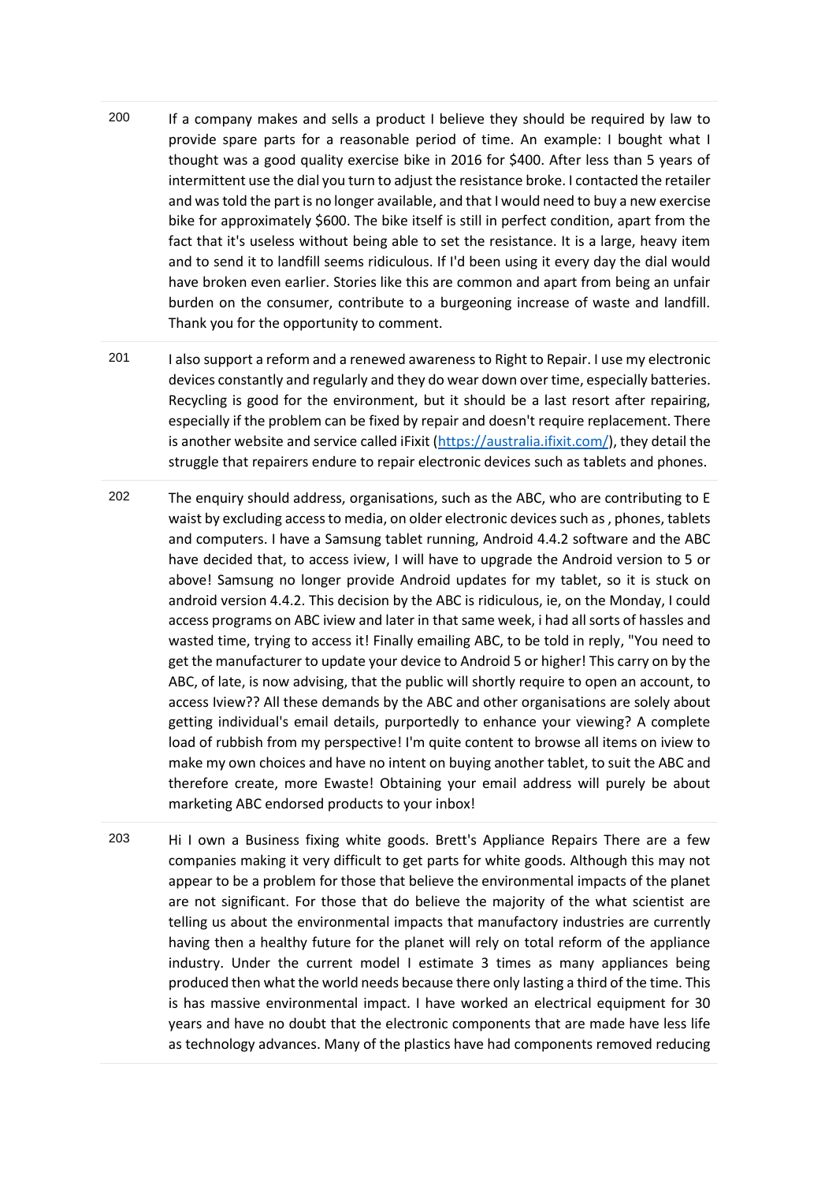| | |
|---|---|
| 200 | If a company makes and sells a product I believe they should be required by law to provide spare parts for a reasonable period of time. An example: I bought what I thought was a good quality exercise bike in 2016 for $400. After less than 5 years of intermittent use the dial you turn to adjust the resistance broke. I contacted the retailer and was told the part is no longer available, and that I would need to buy a new exercise bike for approximately $600. The bike itself is still in perfect condition, apart from the fact that it's useless without being able to set the resistance. It is a large, heavy item and to send it to landfill seems ridiculous. If I'd been using it every day the dial would have broken even earlier. Stories like this are common and apart from being an unfair burden on the consumer, contribute to a burgeoning increase of waste and landfill. Thank you for the opportunity to comment. |
| 201 | I also support a reform and a renewed awareness to Right to Repair. I use my electronic devices constantly and regularly and they do wear down over time, especially batteries. Recycling is good for the environment, but it should be a last resort after repairing, especially if the problem can be fixed by repair and doesn't require replacement. There is another website and service called iFixit ([https://australia.ifixit.com/](https://australia.ifixit.com/)), they detail the struggle that repairers endure to repair electronic devices such as tablets and phones. |
| 202 | The enquiry should address, organisations, such as the ABC, who are contributing to E waist by excluding access to media, on older electronic devices such as , phones, tablets and computers. I have a Samsung tablet running, Android 4.4.2 software and the ABC have decided that, to access iview, I will have to upgrade the Android version to 5 or above! Samsung no longer provide Android updates for my tablet, so it is stuck on android version 4.4.2. This decision by the ABC is ridiculous, ie, on the Monday, I could access programs on ABC iview and later in that same week, i had all sorts of hassles and wasted time, trying to access it! Finally emailing ABC, to be told in reply, "You need to get the manufacturer to update your device to Android 5 or higher! This carry on by the ABC, of late, is now advising, that the public will shortly require to open an account, to access Iview?? All these demands by the ABC and other organisations are solely about getting individual's email details, purportedly to enhance your viewing? A complete load of rubbish from my perspective! I'm quite content to browse all items on iview to make my own choices and have no intent on buying another tablet, to suit the ABC and therefore create, more Ewaste! Obtaining your email address will purely be about marketing ABC endorsed products to your inbox! |
| 203 | Hi I own a Business fixing white goods. Brett's Appliance Repairs There are a few companies making it very difficult to get parts for white goods. Although this may not appear to be a problem for those that believe the environmental impacts of the planet are not significant. For those that do believe the majority of the what scientist are telling us about the environmental impacts that manufactory industries are currently having then a healthy future for the planet will rely on total reform of the appliance industry. Under the current model I estimate 3 times as many appliances being produced then what the world needs because there only lasting a third of the time. This is has massive environmental impact. I have worked an electrical equipment for 30 years and have no doubt that the electronic components that are made have less life as technology advances. Many of the plastics have had components removed reducing |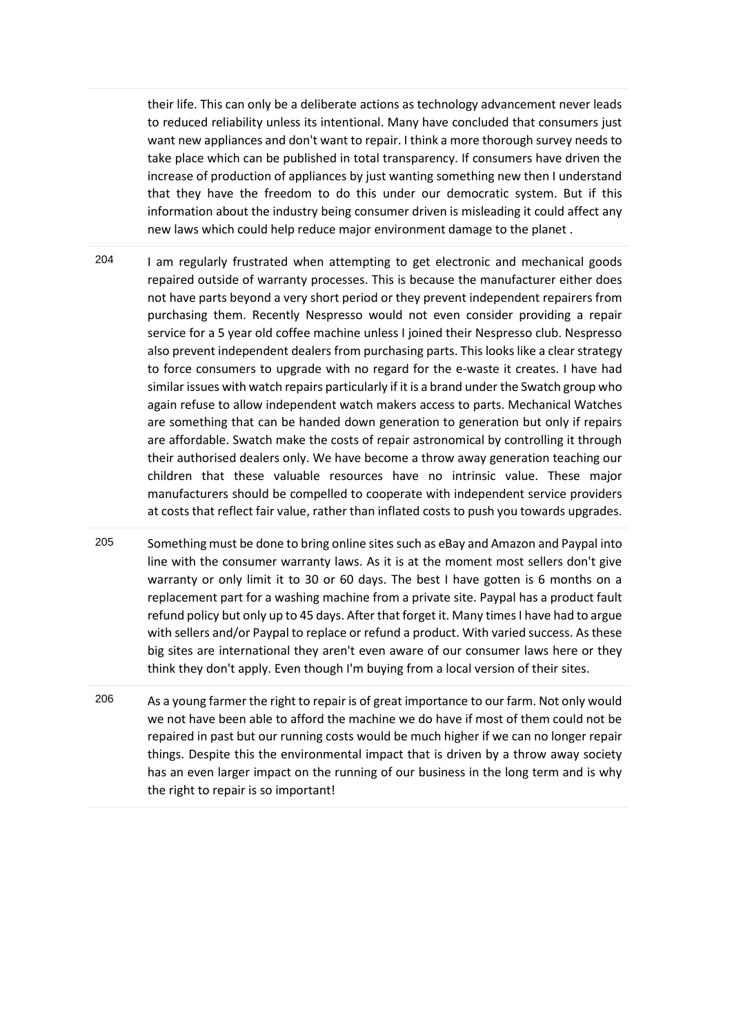| | |
|---|---|
| | their life. This can only be a deliberate actions as technology advancement never leads to reduced reliability unless its intentional. Many have concluded that consumers just want new appliances and don't want to repair. I think a more thorough survey needs to take place which can be published in total transparency. If consumers have driven the increase of production of appliances by just wanting something new then I understand that they have the freedom to do this under our democratic system. But if this information about the industry being consumer driven is misleading it could affect any new laws which could help reduce major environment damage to the planet . |
| 204 | I am regularly frustrated when attempting to get electronic and mechanical goods repaired outside of warranty processes. This is because the manufacturer either does not have parts beyond a very short period or they prevent independent repairers from purchasing them. Recently Nespresso would not even consider providing a repair service for a 5 year old coffee machine unless I joined their Nespresso club. Nespresso also prevent independent dealers from purchasing parts. This looks like a clear strategy to force consumers to upgrade with no regard for the e-waste it creates. I have had similar issues with watch repairs particularly if it is a brand under the Swatch group who again refuse to allow independent watch makers access to parts. Mechanical Watches are something that can be handed down generation to generation but only if repairs are affordable. Swatch make the costs of repair astronomical by controlling it through their authorised dealers only. We have become a throw away generation teaching our children that these valuable resources have no intrinsic value. These major manufacturers should be compelled to cooperate with independent service providers at costs that reflect fair value, rather than inflated costs to push you towards upgrades. |
| 205 | Something must be done to bring online sites such as eBay and Amazon and Paypal into line with the consumer warranty laws. As it is at the moment most sellers don't give warranty or only limit it to 30 or 60 days. The best I have gotten is 6 months on a replacement part for a washing machine from a private site. Paypal has a product fault refund policy but only up to 45 days. After that forget it. Many times I have had to argue with sellers and/or Paypal to replace or refund a product. With varied success. As these big sites are international they aren't even aware of our consumer laws here or they think they don't apply. Even though I'm buying from a local version of their sites. |
| 206 | As a young farmer the right to repair is of great importance to our farm. Not only would we not have been able to afford the machine we do have if most of them could not be repaired in past but our running costs would be much higher if we can no longer repair things. Despite this the environmental impact that is driven by a throw away society has an even larger impact on the running of our business in the long term and is why the right to repair is so important! |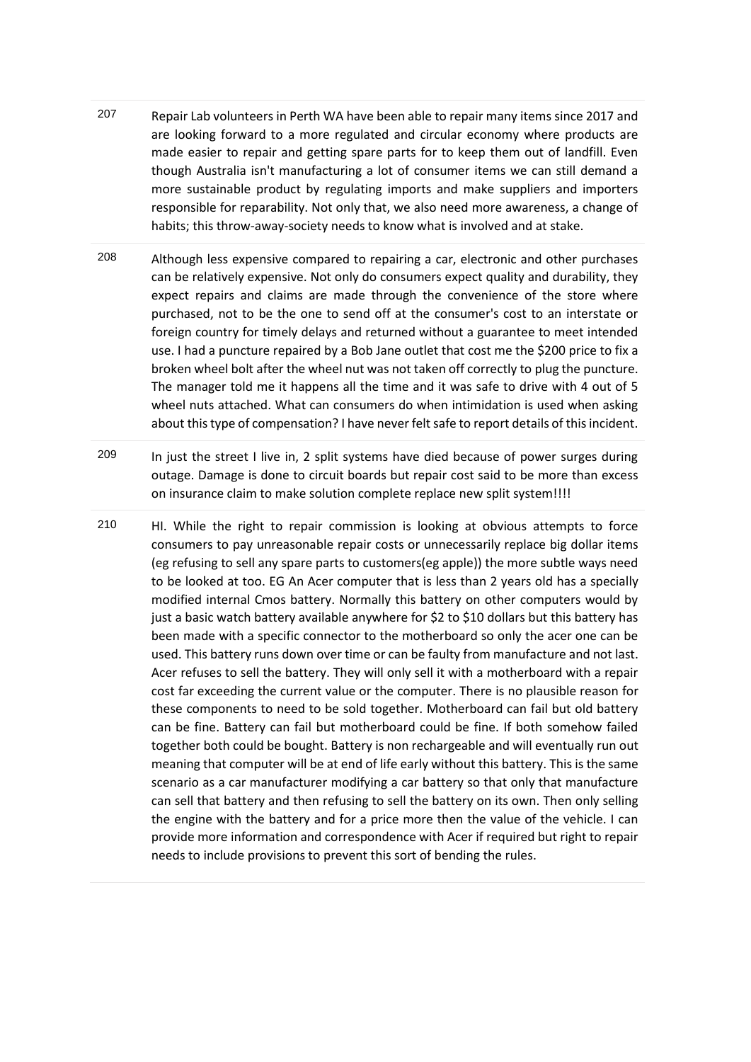| | |
|---|---|
| 207 | Repair Lab volunteers in Perth WA have been able to repair many items since 2017 and are looking forward to a more regulated and circular economy where products are made easier to repair and getting spare parts for to keep them out of landfill. Even though Australia isn't manufacturing a lot of consumer items we can still demand a more sustainable product by regulating imports and make suppliers and importers responsible for reparability. Not only that, we also need more awareness, a change of habits; this throw-away-society needs to know what is involved and at stake. |
| 208 | Although less expensive compared to repairing a car, electronic and other purchases can be relatively expensive. Not only do consumers expect quality and durability, they expect repairs and claims are made through the convenience of the store where purchased, not to be the one to send off at the consumer's cost to an interstate or foreign country for timely delays and returned without a guarantee to meet intended use. I had a puncture repaired by a Bob Jane outlet that cost me the $200 price to fix a broken wheel bolt after the wheel nut was not taken off correctly to plug the puncture. The manager told me it happens all the time and it was safe to drive with 4 out of 5 wheel nuts attached. What can consumers do when intimidation is used when asking about this type of compensation? I have never felt safe to report details of this incident. |
| 209 | In just the street I live in, 2 split systems have died because of power surges during outage. Damage is done to circuit boards but repair cost said to be more than excess on insurance claim to make solution complete replace new split system!!!! |
| 210 | HI. While the right to repair commission is looking at obvious attempts to force consumers to pay unreasonable repair costs or unnecessarily replace big dollar items (eg refusing to sell any spare parts to customers(eg apple)) the more subtle ways need to be looked at too. EG An Acer computer that is less than 2 years old has a specially modified internal Cmos battery. Normally this battery on other computers would by just a basic watch battery available anywhere for $2 to $10 dollars but this battery has been made with a specific connector to the motherboard so only the acer one can be used. This battery runs down over time or can be faulty from manufacture and not last. Acer refuses to sell the battery. They will only sell it with a motherboard with a repair cost far exceeding the current value or the computer. There is no plausible reason for these components to need to be sold together. Motherboard can fail but old battery can be fine. Battery can fail but motherboard could be fine. If both somehow failed together both could be bought. Battery is non rechargeable and will eventually run out meaning that computer will be at end of life early without this battery. This is the same scenario as a car manufacturer modifying a car battery so that only that manufacture can sell that battery and then refusing to sell the battery on its own. Then only selling the engine with the battery and for a price more then the value of the vehicle. I can provide more information and correspondence with Acer if required but right to repair needs to include provisions to prevent this sort of bending the rules. |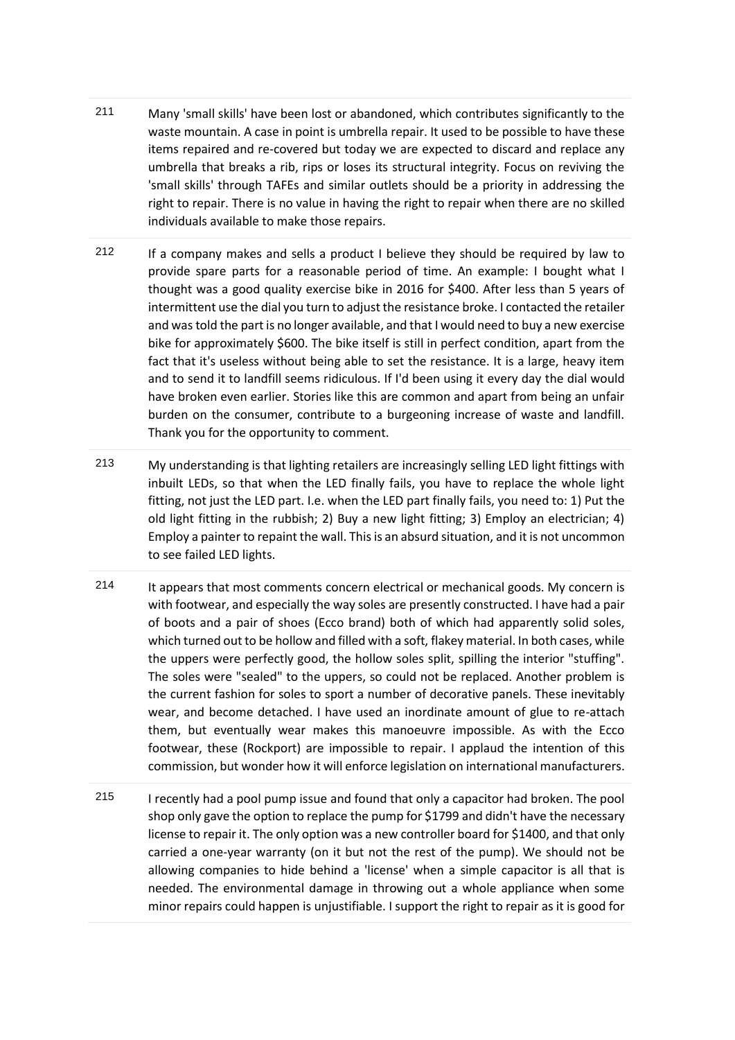211 Many 'small skills' have been lost or abandoned, which contributes significantly to the waste mountain. A case in point is umbrella repair. It used to be possible to have these items repaired and re-covered but today we are expected to discard and replace any umbrella that breaks a rib, rips or loses its structural integrity. Focus on reviving the 'small skills' through TAFEs and similar outlets should be a priority in addressing the right to repair. There is no value in having the right to repair when there are no skilled individuals available to make those repairs.

212 If a company makes and sells a product I believe they should be required by law to provide spare parts for a reasonable period of time. An example: I bought what I thought was a good quality exercise bike in 2016 for $400. After less than 5 years of intermittent use the dial you turn to adjust the resistance broke. I contacted the retailer and was told the part is no longer available, and that I would need to buy a new exercise bike for approximately $600. The bike itself is still in perfect condition, apart from the fact that it's useless without being able to set the resistance. It is a large, heavy item and to send it to landfill seems ridiculous. If I'd been using it every day the dial would have broken even earlier. Stories like this are common and apart from being an unfair burden on the consumer, contribute to a burgeoning increase of waste and landfill. Thank you for the opportunity to comment.

213 My understanding is that lighting retailers are increasingly selling LED light fittings with inbuilt LEDs, so that when the LED finally fails, you have to replace the whole light fitting, not just the LED part. I.e. when the LED part finally fails, you need to: 1) Put the old light fitting in the rubbish; 2) Buy a new light fitting; 3) Employ an electrician; 4) Employ a painter to repaint the wall. This is an absurd situation, and it is not uncommon to see failed LED lights.

214 It appears that most comments concern electrical or mechanical goods. My concern is with footwear, and especially the way soles are presently constructed. I have had a pair of boots and a pair of shoes (Ecco brand) both of which had apparently solid soles, which turned out to be hollow and filled with a soft, flakey material. In both cases, while the uppers were perfectly good, the hollow soles split, spilling the interior "stuffing". The soles were "sealed" to the uppers, so could not be replaced. Another problem is the current fashion for soles to sport a number of decorative panels. These inevitably wear, and become detached. I have used an inordinate amount of glue to re-attach them, but eventually wear makes this manoeuvre impossible. As with the Ecco footwear, these (Rockport) are impossible to repair. I applaud the intention of this commission, but wonder how it will enforce legislation on international manufacturers.

215 I recently had a pool pump issue and found that only a capacitor had broken. The pool shop only gave the option to replace the pump for $1799 and didn't have the necessary license to repair it. The only option was a new controller board for $1400, and that only carried a one-year warranty (on it but not the rest of the pump). We should not be allowing companies to hide behind a 'license' when a simple capacitor is all that is needed. The environmental damage in throwing out a whole appliance when some minor repairs could happen is unjustifiable. I support the right to repair as it is good for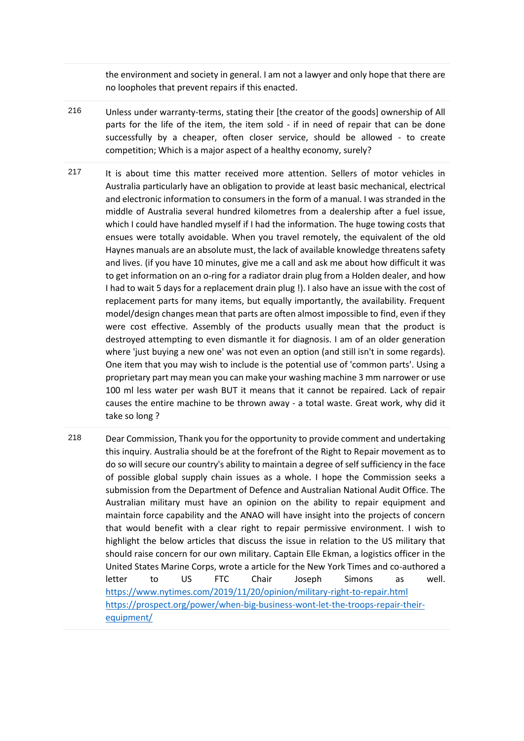|  |  |
| --- | --- |
|  | the environment and society in general. I am not a lawyer and only hope that there are no loopholes that prevent repairs if this enacted. |
| 216 | Unless under warranty-terms, stating their [the creator of the goods] ownership of All parts for the life of the item, the item sold - if in need of repair that can be done successfully by a cheaper, often closer service, should be allowed - to create competition; Which is a major aspect of a healthy economy, surely? |
| 217 | It is about time this matter received more attention. Sellers of motor vehicles in Australia particularly have an obligation to provide at least basic mechanical, electrical and electronic information to consumers in the form of a manual. I was stranded in the middle of Australia several hundred kilometres from a dealership after a fuel issue, which I could have handled myself if I had the information. The huge towing costs that ensues were totally avoidable. When you travel remotely, the equivalent of the old Haynes manuals are an absolute must, the lack of available knowledge threatens safety and lives. (if you have 10 minutes, give me a call and ask me about how difficult it was to get information on an o-ring for a radiator drain plug from a Holden dealer, and how I had to wait 5 days for a replacement drain plug !). I also have an issue with the cost of replacement parts for many items, but equally importantly, the availability. Frequent model/design changes mean that parts are often almost impossible to find, even if they were cost effective. Assembly of the products usually mean that the product is destroyed attempting to even dismantle it for diagnosis. I am of an older generation where 'just buying a new one' was not even an option (and still isn't in some regards). One item that you may wish to include is the potential use of 'common parts'. Using a proprietary part may mean you can make your washing machine 3 mm narrower or use 100 ml less water per wash BUT it means that it cannot be repaired. Lack of repair causes the entire machine to be thrown away - a total waste. Great work, why did it take so long ? |
| 218 | Dear Commission, Thank you for the opportunity to provide comment and undertaking this inquiry. Australia should be at the forefront of the Right to Repair movement as to do so will secure our country's ability to maintain a degree of self sufficiency in the face of possible global supply chain issues as a whole. I hope the Commission seeks a submission from the Department of Defence and Australian National Audit Office. The Australian military must have an opinion on the ability to repair equipment and maintain force capability and the ANAO will have insight into the projects of concern that would benefit with a clear right to repair permissive environment. I wish to highlight the below articles that discuss the issue in relation to the US military that should raise concern for our own military. Captain Elle Ekman, a logistics officer in the United States Marine Corps, wrote a article for the New York Times and co-authored a letter to US FTC Chair Joseph Simons as well. https://www.nytimes.com/2019/11/20/opinion/military-right-to-repair.html https://prospect.org/power/when-big-business-wont-let-the-troops-repair-their-equipment/ |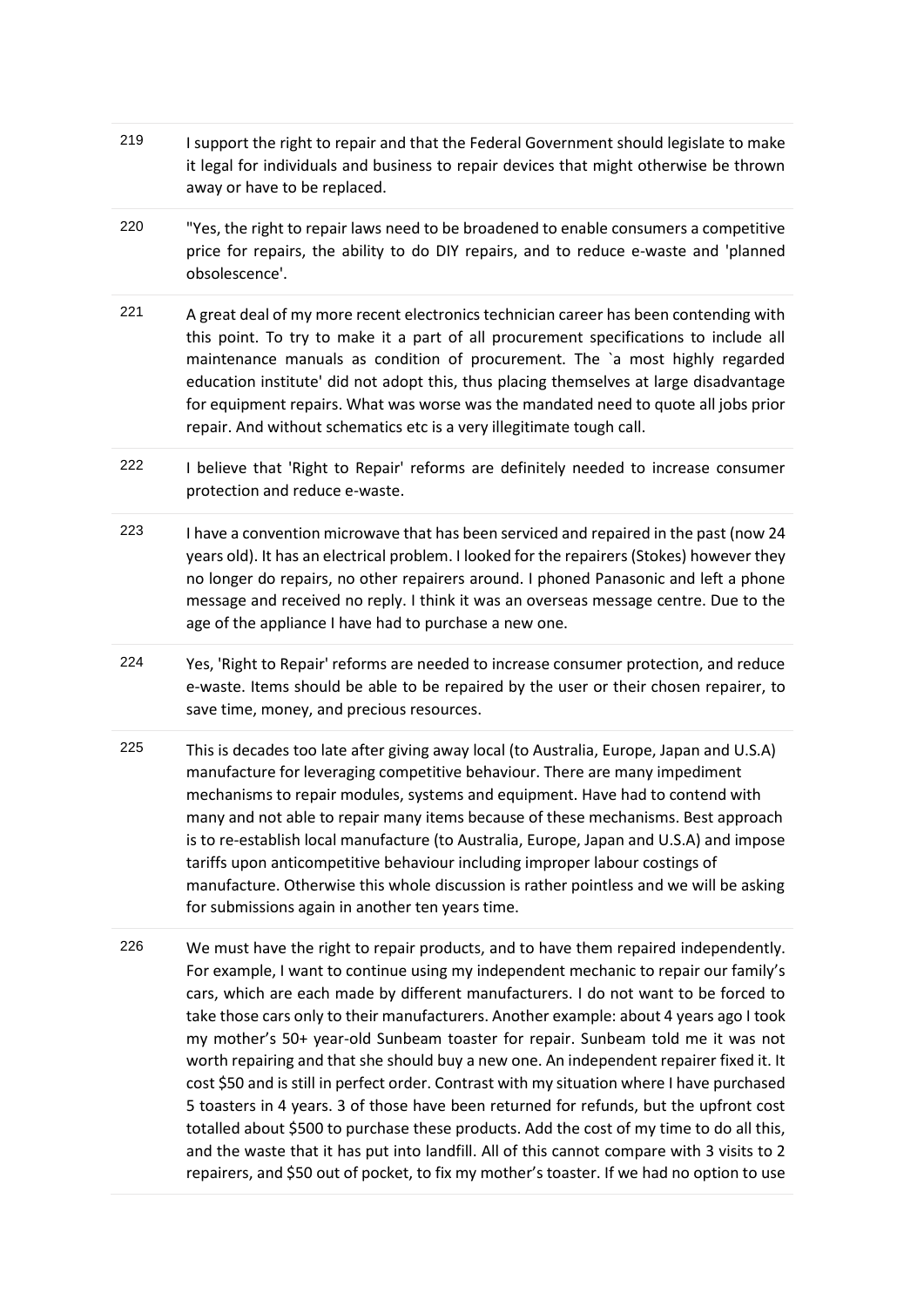| | |
|---|---|
| 219 | I support the right to repair and that the Federal Government should legislate to make it legal for individuals and business to repair devices that might otherwise be thrown away or have to be replaced. |
| 220 | "Yes, the right to repair laws need to be broadened to enable consumers a competitive price for repairs, the ability to do DIY repairs, and to reduce e-waste and 'planned obsolescence'. |
| 221 | A great deal of my more recent electronics technician career has been contending with this point. To try to make it a part of all procurement specifications to include all maintenance manuals as condition of procurement. The `a most highly regarded education institute' did not adopt this, thus placing themselves at large disadvantage for equipment repairs. What was worse was the mandated need to quote all jobs prior repair. And without schematics etc is a very illegitimate tough call. |
| 222 | I believe that 'Right to Repair' reforms are definitely needed to increase consumer protection and reduce e-waste. |
| 223 | I have a convention microwave that has been serviced and repaired in the past (now 24 years old). It has an electrical problem. I looked for the repairers (Stokes) however they no longer do repairs, no other repairers around. I phoned Panasonic and left a phone message and received no reply. I think it was an overseas message centre. Due to the age of the appliance I have had to purchase a new one. |
| 224 | Yes, 'Right to Repair' reforms are needed to increase consumer protection, and reduce e-waste. Items should be able to be repaired by the user or their chosen repairer, to save time, money, and precious resources. |
| 225 | This is decades too late after giving away local (to Australia, Europe, Japan and U.S.A) manufacture for leveraging competitive behaviour. There are many impediment mechanisms to repair modules, systems and equipment. Have had to contend with many and not able to repair many items because of these mechanisms. Best approach is to re-establish local manufacture (to Australia, Europe, Japan and U.S.A) and impose tariffs upon anticompetitive behaviour including improper labour costings of manufacture. Otherwise this whole discussion is rather pointless and we will be asking for submissions again in another ten years time. |
| 226 | We must have the right to repair products, and to have them repaired independently. For example, I want to continue using my independent mechanic to repair our family's cars, which are each made by different manufacturers. I do not want to be forced to take those cars only to their manufacturers. Another example: about 4 years ago I took my mother's 50+ year-old Sunbeam toaster for repair. Sunbeam told me it was not worth repairing and that she should buy a new one. An independent repairer fixed it. It cost $50 and is still in perfect order. Contrast with my situation where I have purchased 5 toasters in 4 years. 3 of those have been returned for refunds, but the upfront cost totalled about $500 to purchase these products. Add the cost of my time to do all this, and the waste that it has put into landfill. All of this cannot compare with 3 visits to 2 repairers, and $50 out of pocket, to fix my mother's toaster. If we had no option to use |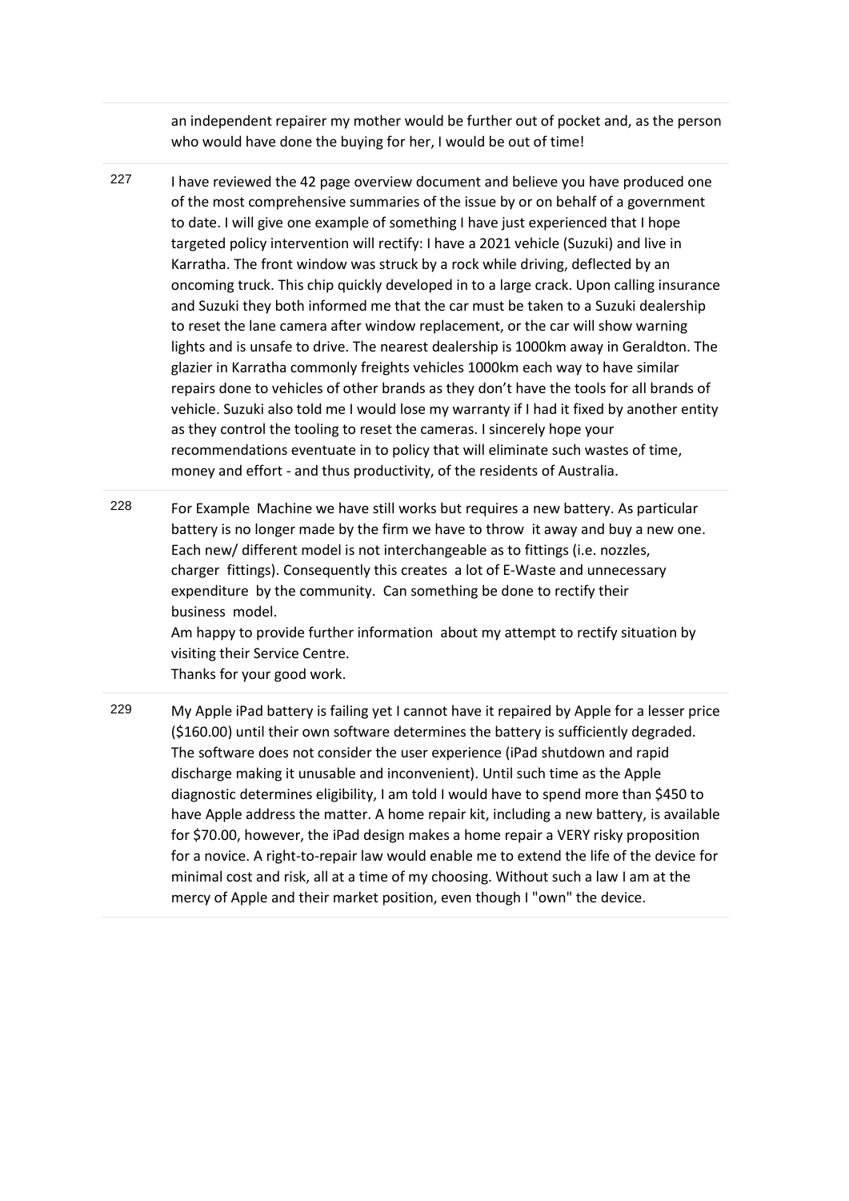|  |  |
| --- | --- |
|  | an independent repairer my mother would be further out of pocket and, as the person who would have done the buying for her, I would be out of time! |
| 227 | I have reviewed the 42 page overview document and believe you have produced one of the most comprehensive summaries of the issue by or on behalf of a government to date. I will give one example of something I have just experienced that I hope targeted policy intervention will rectify: I have a 2021 vehicle (Suzuki) and live in Karratha. The front window was struck by a rock while driving, deflected by an oncoming truck. This chip quickly developed in to a large crack. Upon calling insurance and Suzuki they both informed me that the car must be taken to a Suzuki dealership to reset the lane camera after window replacement, or the car will show warning lights and is unsafe to drive. The nearest dealership is 1000km away in Geraldton. The glazier in Karratha commonly freights vehicles 1000km each way to have similar repairs done to vehicles of other brands as they don't have the tools for all brands of vehicle. Suzuki also told me I would lose my warranty if I had it fixed by another entity as they control the tooling to reset the cameras. I sincerely hope your recommendations eventuate in to policy that will eliminate such wastes of time, money and effort - and thus productivity, of the residents of Australia. |
| 228 | For Example Machine we have still works but requires a new battery. As particular battery is no longer made by the firm we have to throw it away and buy a new one. Each new/ different model is not interchangeable as to fittings (i.e. nozzles, charger fittings). Consequently this creates a lot of E-Waste and unnecessary expenditure by the community. Can something be done to rectify their business model.<br>Am happy to provide further information about my attempt to rectify situation by visiting their Service Centre.<br>Thanks for your good work. |
| 229 | My Apple iPad battery is failing yet I cannot have it repaired by Apple for a lesser price ($160.00) until their own software determines the battery is sufficiently degraded. The software does not consider the user experience (iPad shutdown and rapid discharge making it unusable and inconvenient). Until such time as the Apple diagnostic determines eligibility, I am told I would have to spend more than $450 to have Apple address the matter. A home repair kit, including a new battery, is available for $70.00, however, the iPad design makes a home repair a VERY risky proposition for a novice. A right-to-repair law would enable me to extend the life of the device for minimal cost and risk, all at a time of my choosing. Without such a law I am at the mercy of Apple and their market position, even though I "own" the device. |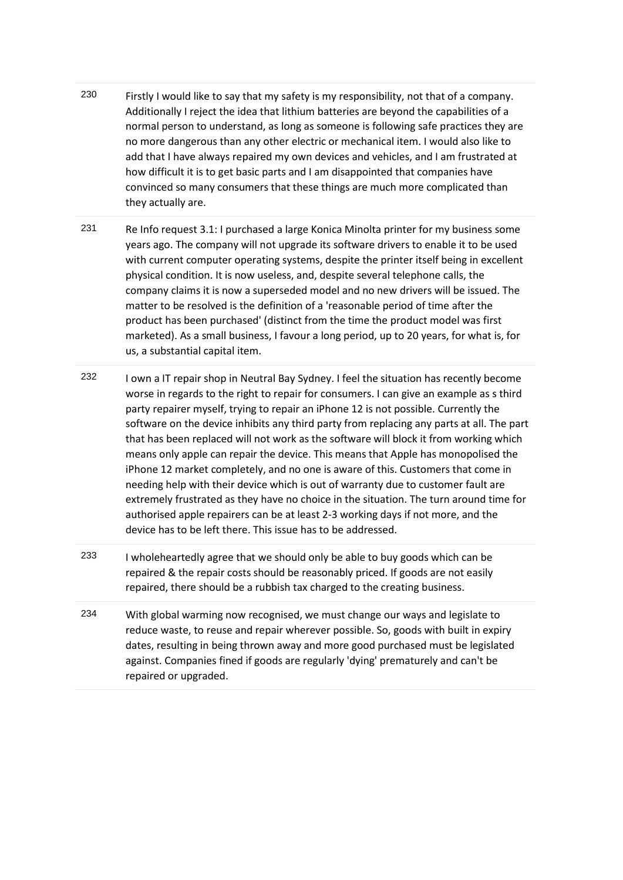| | |
|---|---|
| 230 | Firstly I would like to say that my safety is my responsibility, not that of a company. Additionally I reject the idea that lithium batteries are beyond the capabilities of a normal person to understand, as long as someone is following safe practices they are no more dangerous than any other electric or mechanical item. I would also like to add that I have always repaired my own devices and vehicles, and I am frustrated at how difficult it is to get basic parts and I am disappointed that companies have convinced so many consumers that these things are much more complicated than they actually are. |
| 231 | Re Info request 3.1: I purchased a large Konica Minolta printer for my business some years ago. The company will not upgrade its software drivers to enable it to be used with current computer operating systems, despite the printer itself being in excellent physical condition. It is now useless, and, despite several telephone calls, the company claims it is now a superseded model and no new drivers will be issued. The matter to be resolved is the definition of a 'reasonable period of time after the product has been purchased' (distinct from the time the product model was first marketed). As a small business, I favour a long period, up to 20 years, for what is, for us, a substantial capital item. |
| 232 | I own a IT repair shop in Neutral Bay Sydney. I feel the situation has recently become worse in regards to the right to repair for consumers. I can give an example as s third party repairer myself, trying to repair an iPhone 12 is not possible. Currently the software on the device inhibits any third party from replacing any parts at all. The part that has been replaced will not work as the software will block it from working which means only apple can repair the device. This means that Apple has monopolised the iPhone 12 market completely, and no one is aware of this. Customers that come in needing help with their device which is out of warranty due to customer fault are extremely frustrated as they have no choice in the situation. The turn around time for authorised apple repairers can be at least 2-3 working days if not more, and the device has to be left there. This issue has to be addressed. |
| 233 | I wholeheartedly agree that we should only be able to buy goods which can be repaired & the repair costs should be reasonably priced. If goods are not easily repaired, there should be a rubbish tax charged to the creating business. |
| 234 | With global warming now recognised, we must change our ways and legislate to reduce waste, to reuse and repair wherever possible. So, goods with built in expiry dates, resulting in being thrown away and more good purchased must be legislated against. Companies fined if goods are regularly 'dying' prematurely and can't be repaired or upgraded. |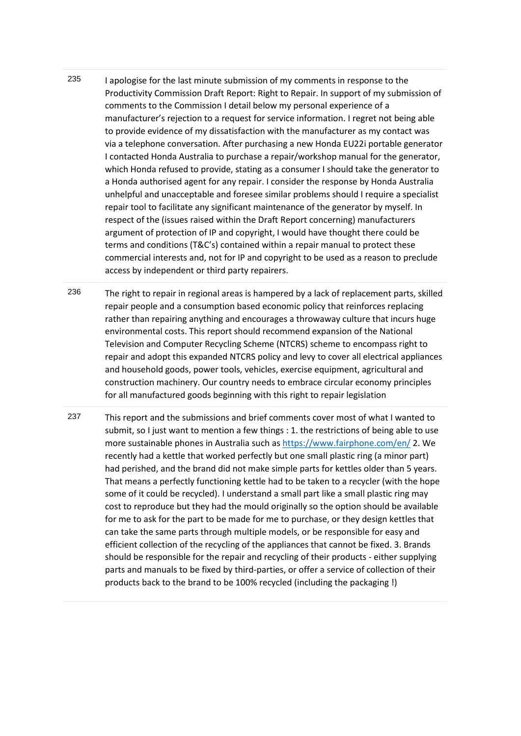| | |
|---|---|
| 235 | I apologise for the last minute submission of my comments in response to the Productivity Commission Draft Report: Right to Repair. In support of my submission of comments to the Commission I detail below my personal experience of a manufacturer's rejection to a request for service information. I regret not being able to provide evidence of my dissatisfaction with the manufacturer as my contact was via a telephone conversation. After purchasing a new Honda EU22i portable generator I contacted Honda Australia to purchase a repair/workshop manual for the generator, which Honda refused to provide, stating as a consumer I should take the generator to a Honda authorised agent for any repair. I consider the response by Honda Australia unhelpful and unacceptable and foresee similar problems should I require a specialist repair tool to facilitate any significant maintenance of the generator by myself. In respect of the (issues raised within the Draft Report concerning) manufacturers argument of protection of IP and copyright, I would have thought there could be terms and conditions (T&C's) contained within a repair manual to protect these commercial interests and, not for IP and copyright to be used as a reason to preclude access by independent or third party repairers. |
| 236 | The right to repair in regional areas is hampered by a lack of replacement parts, skilled repair people and a consumption based economic policy that reinforces replacing rather than repairing anything and encourages a throwaway culture that incurs huge environmental costs. This report should recommend expansion of the National Television and Computer Recycling Scheme (NTCRS) scheme to encompass right to repair and adopt this expanded NTCRS policy and levy to cover all electrical appliances and household goods, power tools, vehicles, exercise equipment, agricultural and construction machinery. Our country needs to embrace circular economy principles for all manufactured goods beginning with this right to repair legislation |
| 237 | This report and the submissions and brief comments cover most of what I wanted to submit, so I just want to mention a few things : 1. the restrictions of being able to use more sustainable phones in Australia such as [https://www.fairphone.com/en/](https://www.fairphone.com/en/) 2. We recently had a kettle that worked perfectly but one small plastic ring (a minor part) had perished, and the brand did not make simple parts for kettles older than 5 years. That means a perfectly functioning kettle had to be taken to a recycler (with the hope some of it could be recycled). I understand a small part like a small plastic ring may cost to reproduce but they had the mould originally so the option should be available for me to ask for the part to be made for me to purchase, or they design kettles that can take the same parts through multiple models, or be responsible for easy and efficient collection of the recycling of the appliances that cannot be fixed. 3. Brands should be responsible for the repair and recycling of their products - either supplying parts and manuals to be fixed by third-parties, or offer a service of collection of their products back to the brand to be 100% recycled (including the packaging !) |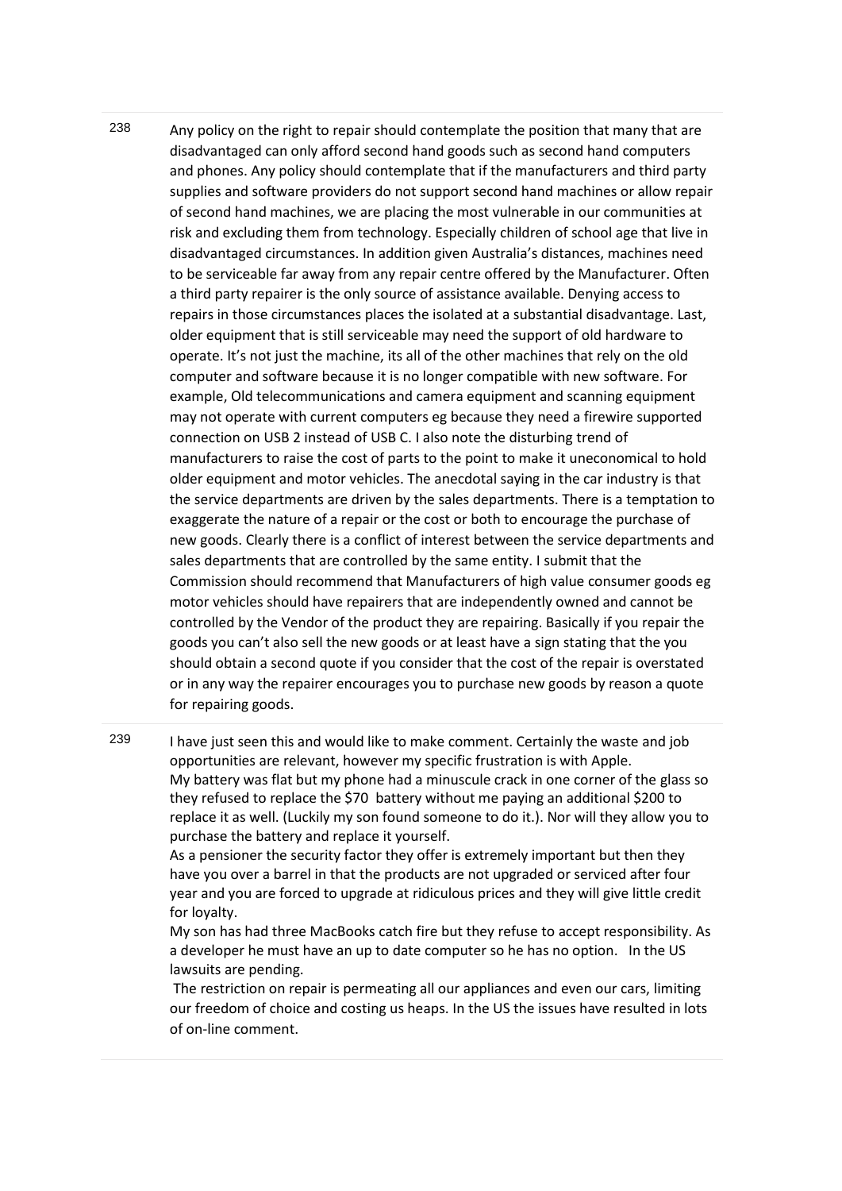| | |
|---|---|
| 238 | Any policy on the right to repair should contemplate the position that many that are disadvantaged can only afford second hand goods such as second hand computers and phones. Any policy should contemplate that if the manufacturers and third party supplies and software providers do not support second hand machines or allow repair of second hand machines, we are placing the most vulnerable in our communities at risk and excluding them from technology. Especially children of school age that live in disadvantaged circumstances. In addition given Australia's distances, machines need to be serviceable far away from any repair centre offered by the Manufacturer. Often a third party repairer is the only source of assistance available. Denying access to repairs in those circumstances places the isolated at a substantial disadvantage. Last, older equipment that is still serviceable may need the support of old hardware to operate. It's not just the machine, its all of the other machines that rely on the old computer and software because it is no longer compatible with new software. For example, Old telecommunications and camera equipment and scanning equipment may not operate with current computers eg because they need a firewire supported connection on USB 2 instead of USB C. I also note the disturbing trend of manufacturers to raise the cost of parts to the point to make it uneconomical to hold older equipment and motor vehicles. The anecdotal saying in the car industry is that the service departments are driven by the sales departments. There is a temptation to exaggerate the nature of a repair or the cost or both to encourage the purchase of new goods. Clearly there is a conflict of interest between the service departments and sales departments that are controlled by the same entity. I submit that the Commission should recommend that Manufacturers of high value consumer goods eg motor vehicles should have repairers that are independently owned and cannot be controlled by the Vendor of the product they are repairing. Basically if you repair the goods you can't also sell the new goods or at least have a sign stating that the you should obtain a second quote if you consider that the cost of the repair is overstated or in any way the repairer encourages you to purchase new goods by reason a quote for repairing goods. |
| 239 | I have just seen this and would like to make comment. Certainly the waste and job opportunities are relevant, however my specific frustration is with Apple.<br>My battery was flat but my phone had a minuscule crack in one corner of the glass so they refused to replace the $70 battery without me paying an additional $200 to replace it as well. (Luckily my son found someone to do it.). Nor will they allow you to purchase the battery and replace it yourself.<br>As a pensioner the security factor they offer is extremely important but then they have you over a barrel in that the products are not upgraded or serviced after four year and you are forced to upgrade at ridiculous prices and they will give little credit for loyalty.<br>My son has had three MacBooks catch fire but they refuse to accept responsibility. As a developer he must have an up to date computer so he has no option. In the US lawsuits are pending.<br>The restriction on repair is permeating all our appliances and even our cars, limiting our freedom of choice and costing us heaps. In the US the issues have resulted in lots of on-line comment. |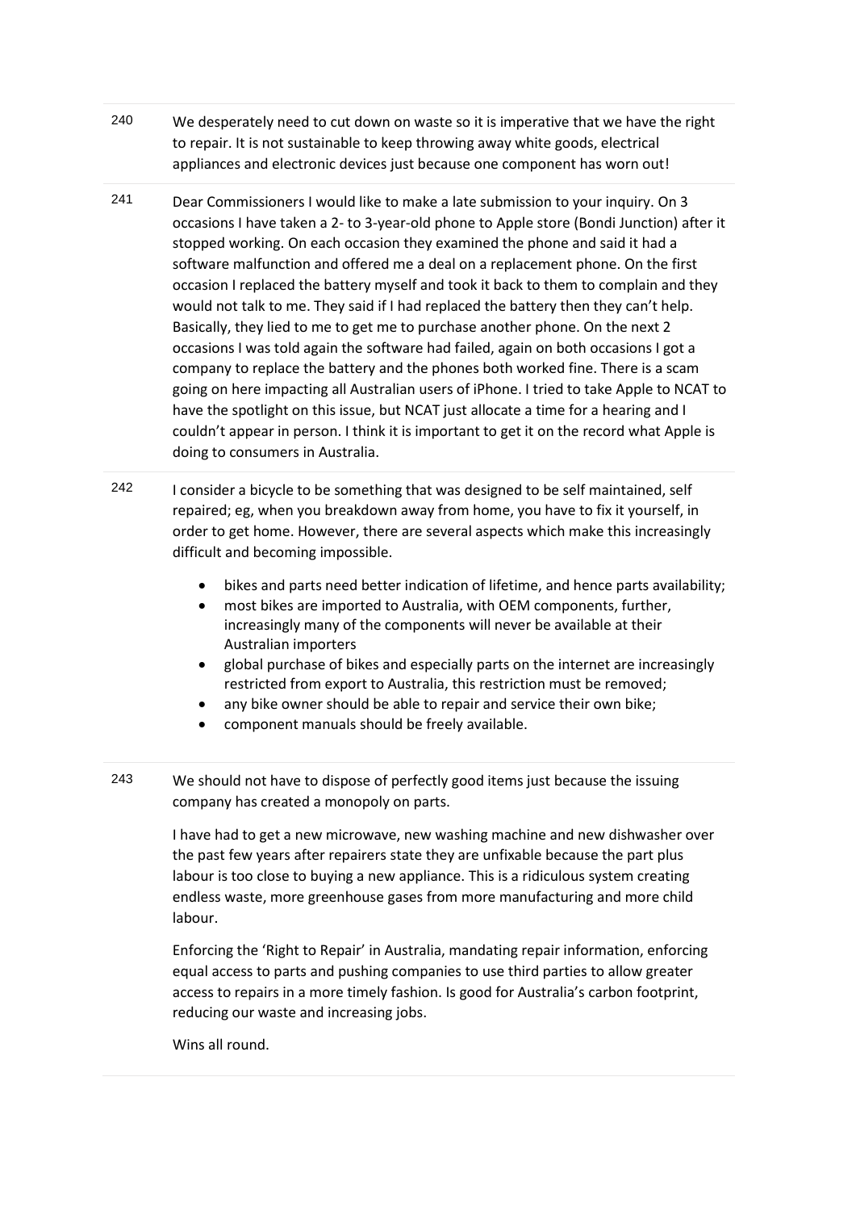| | |
|---|---|
| 240 | We desperately need to cut down on waste so it is imperative that we have the right to repair. It is not sustainable to keep throwing away white goods, electrical appliances and electronic devices just because one component has worn out! |
| 241 | Dear Commissioners I would like to make a late submission to your inquiry. On 3 occasions I have taken a 2- to 3-year-old phone to Apple store (Bondi Junction) after it stopped working. On each occasion they examined the phone and said it had a software malfunction and offered me a deal on a replacement phone. On the first occasion I replaced the battery myself and took it back to them to complain and they would not talk to me. They said if I had replaced the battery then they can't help. Basically, they lied to me to get me to purchase another phone. On the next 2 occasions I was told again the software had failed, again on both occasions I got a company to replace the battery and the phones both worked fine. There is a scam going on here impacting all Australian users of iPhone. I tried to take Apple to NCAT to have the spotlight on this issue, but NCAT just allocate a time for a hearing and I couldn't appear in person. I think it is important to get it on the record what Apple is doing to consumers in Australia. |
| 242 | I consider a bicycle to be something that was designed to be self maintained, self repaired; eg, when you breakdown away from home, you have to fix it yourself, in order to get home. However, there are several aspects which make this increasingly difficult and becoming impossible.<br>• bikes and parts need better indication of lifetime, and hence parts availability;<br>• most bikes are imported to Australia, with OEM components, further, increasingly many of the components will never be available at their Australian importers<br>• global purchase of bikes and especially parts on the internet are increasingly restricted from export to Australia, this restriction must be removed;<br>• any bike owner should be able to repair and service their own bike;<br>• component manuals should be freely available. |
| 243 | We should not have to dispose of perfectly good items just because the issuing company has created a monopoly on parts.<br><br>I have had to get a new microwave, new washing machine and new dishwasher over the past few years after repairers state they are unfixable because the part plus labour is too close to buying a new appliance. This is a ridiculous system creating endless waste, more greenhouse gases from more manufacturing and more child labour.<br><br>Enforcing the 'Right to Repair' in Australia, mandating repair information, enforcing equal access to parts and pushing companies to use third parties to allow greater access to repairs in a more timely fashion. Is good for Australia's carbon footprint, reducing our waste and increasing jobs.<br><br>Wins all round. |